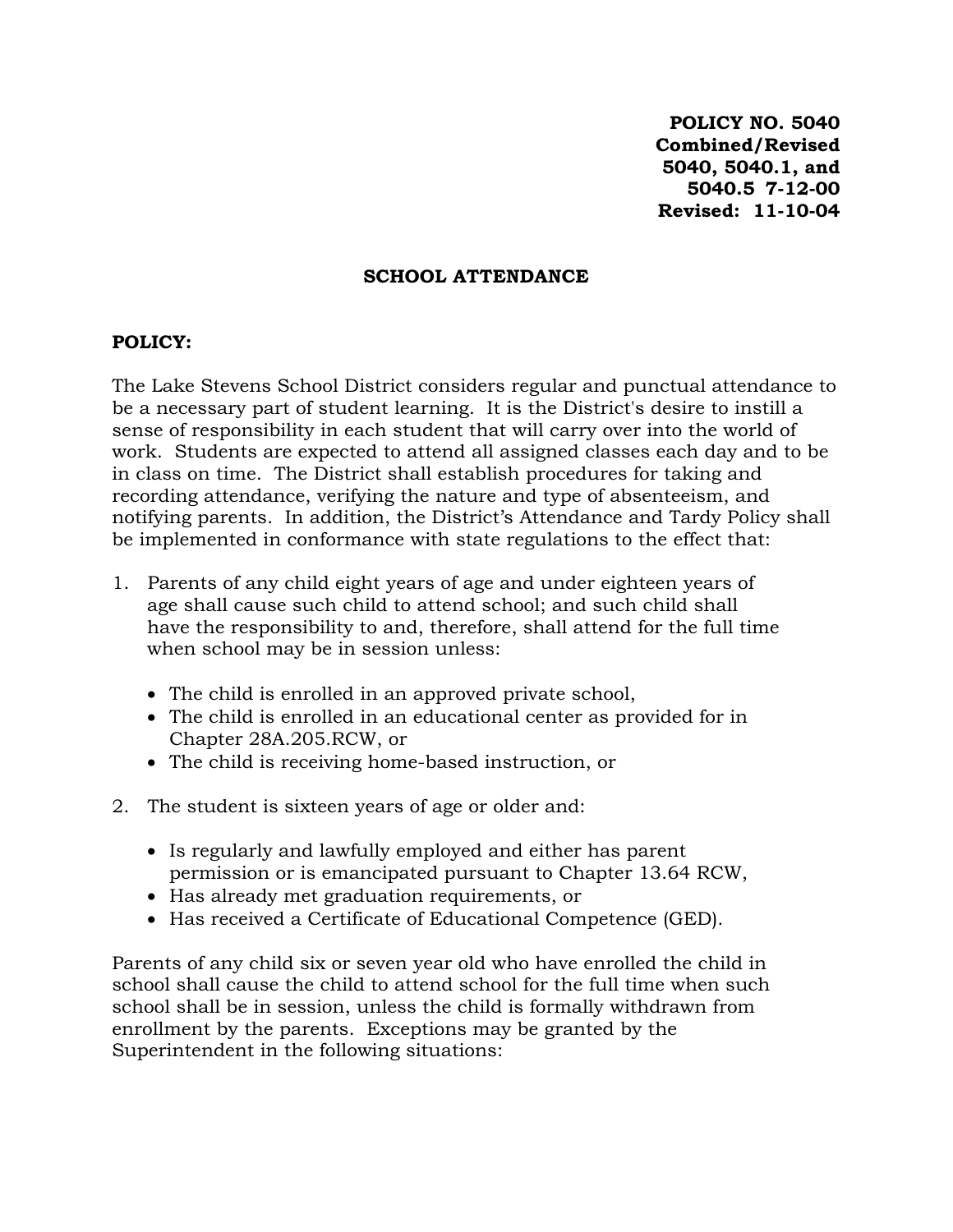**POLICY NO. 5040**
**Combined/Revised**
**5040, 5040.1, and**
**5040.5 7-12-00**
**Revised: 11-10-04**

## SCHOOL ATTENDANCE

**POLICY:**

The Lake Stevens School District considers regular and punctual attendance to be a necessary part of student learning. It is the District's desire to instill a sense of responsibility in each student that will carry over into the world of work. Students are expected to attend all assigned classes each day and to be in class on time. The District shall establish procedures for taking and recording attendance, verifying the nature and type of absenteeism, and notifying parents. In addition, the District's Attendance and Tardy Policy shall be implemented in conformance with state regulations to the effect that:

1. Parents of any child eight years of age and under eighteen years of age shall cause such child to attend school; and such child shall have the responsibility to and, therefore, shall attend for the full time when school may be in session unless:

   - The child is enrolled in an approved private school,
   - The child is enrolled in an educational center as provided for in Chapter 28A.205.RCW, or
   - The child is receiving home-based instruction, or

2. The student is sixteen years of age or older and:

   - Is regularly and lawfully employed and either has parent permission or is emancipated pursuant to Chapter 13.64 RCW,
   - Has already met graduation requirements, or
   - Has received a Certificate of Educational Competence (GED).

Parents of any child six or seven year old who have enrolled the child in school shall cause the child to attend school for the full time when such school shall be in session, unless the child is formally withdrawn from enrollment by the parents. Exceptions may be granted by the Superintendent in the following situations: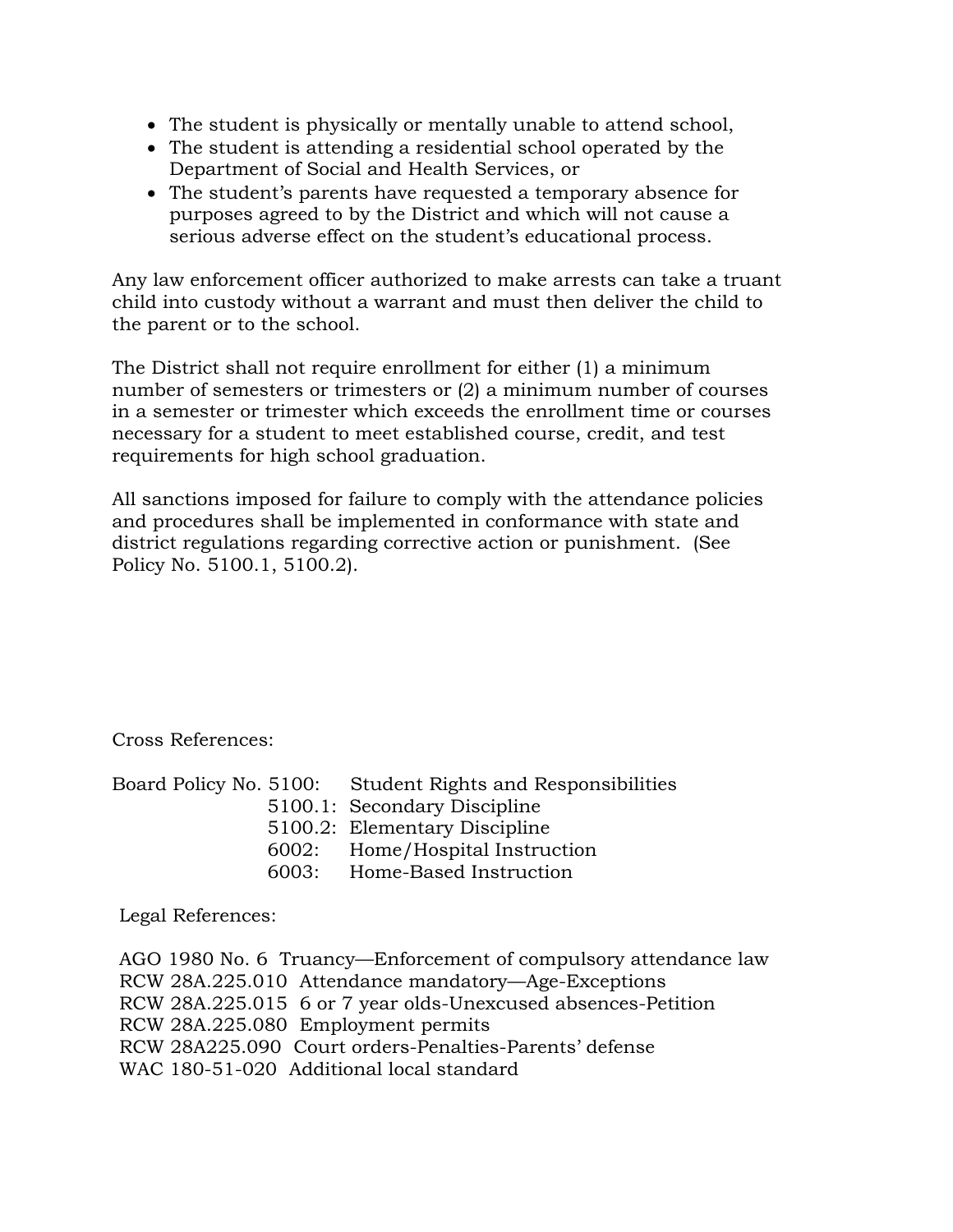- The student is physically or mentally unable to attend school,
- The student is attending a residential school operated by the Department of Social and Health Services, or
- The student's parents have requested a temporary absence for purposes agreed to by the District and which will not cause a serious adverse effect on the student's educational process.

Any law enforcement officer authorized to make arrests can take a truant child into custody without a warrant and must then deliver the child to the parent or to the school.

The District shall not require enrollment for either (1) a minimum number of semesters or trimesters or (2) a minimum number of courses in a semester or trimester which exceeds the enrollment time or courses necessary for a student to meet established course, credit, and test requirements for high school graduation.

All sanctions imposed for failure to comply with the attendance policies and procedures shall be implemented in conformance with state and district regulations regarding corrective action or punishment. (See Policy No. 5100.1, 5100.2).

Cross References:

Board Policy No. 5100: Student Rights and Responsibilities
5100.1: Secondary Discipline
5100.2: Elementary Discipline
6002: Home/Hospital Instruction
6003: Home-Based Instruction

Legal References:

AGO 1980 No. 6 Truancy—Enforcement of compulsory attendance law
RCW 28A.225.010 Attendance mandatory—Age-Exceptions
RCW 28A.225.015 6 or 7 year olds-Unexcused absences-Petition
RCW 28A.225.080 Employment permits
RCW 28A225.090 Court orders-Penalties-Parents' defense
WAC 180-51-020 Additional local standard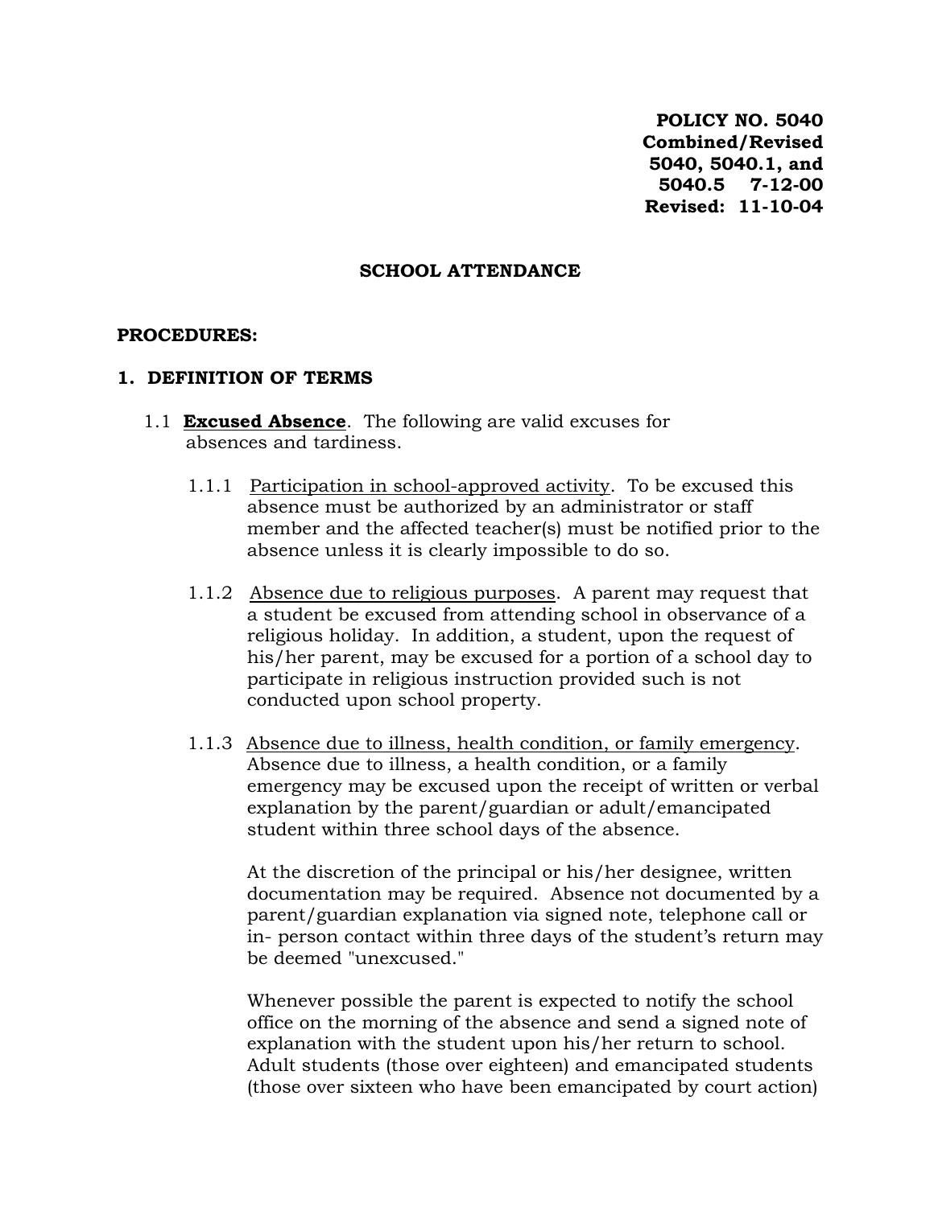**POLICY NO. 5040**
**Combined/Revised**
**5040, 5040.1, and**
**5040.5 7-12-00**
**Revised: 11-10-04**

## SCHOOL ATTENDANCE

**PROCEDURES:**

### 1. DEFINITION OF TERMS

1.1 **Excused Absence**. The following are valid excuses for absences and tardiness.

1.1.1 Participation in school-approved activity. To be excused this absence must be authorized by an administrator or staff member and the affected teacher(s) must be notified prior to the absence unless it is clearly impossible to do so.

1.1.2 Absence due to religious purposes. A parent may request that a student be excused from attending school in observance of a religious holiday. In addition, a student, upon the request of his/her parent, may be excused for a portion of a school day to participate in religious instruction provided such is not conducted upon school property.

1.1.3 Absence due to illness, health condition, or family emergency. Absence due to illness, a health condition, or a family emergency may be excused upon the receipt of written or verbal explanation by the parent/guardian or adult/emancipated student within three school days of the absence.

At the discretion of the principal or his/her designee, written documentation may be required. Absence not documented by a parent/guardian explanation via signed note, telephone call or in- person contact within three days of the student's return may be deemed "unexcused."

Whenever possible the parent is expected to notify the school office on the morning of the absence and send a signed note of explanation with the student upon his/her return to school. Adult students (those over eighteen) and emancipated students (those over sixteen who have been emancipated by court action)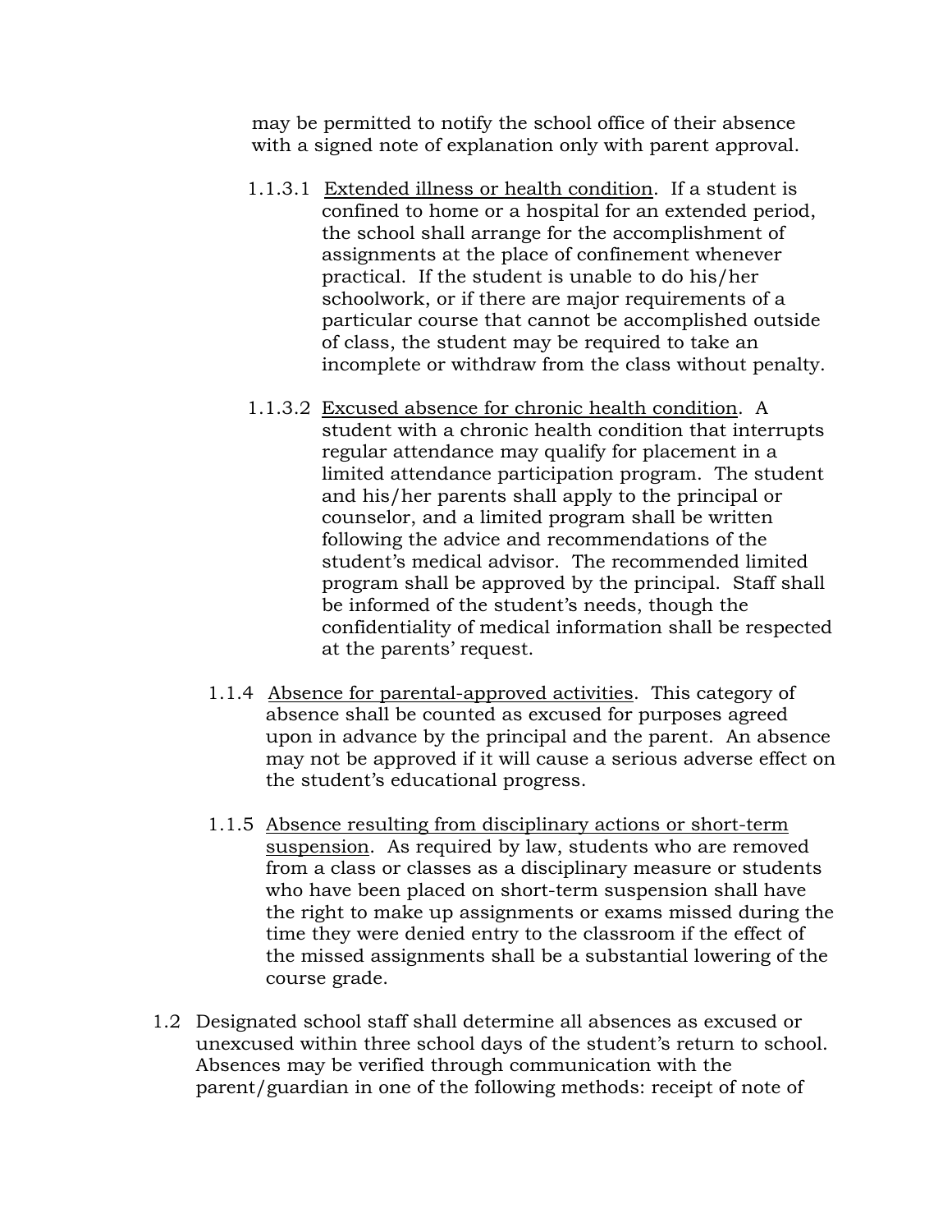may be permitted to notify the school office of their absence with a signed note of explanation only with parent approval.

1.1.3.1 Extended illness or health condition. If a student is confined to home or a hospital for an extended period, the school shall arrange for the accomplishment of assignments at the place of confinement whenever practical. If the student is unable to do his/her schoolwork, or if there are major requirements of a particular course that cannot be accomplished outside of class, the student may be required to take an incomplete or withdraw from the class without penalty.

1.1.3.2 Excused absence for chronic health condition. A student with a chronic health condition that interrupts regular attendance may qualify for placement in a limited attendance participation program. The student and his/her parents shall apply to the principal or counselor, and a limited program shall be written following the advice and recommendations of the student's medical advisor. The recommended limited program shall be approved by the principal. Staff shall be informed of the student's needs, though the confidentiality of medical information shall be respected at the parents' request.

1.1.4 Absence for parental-approved activities. This category of absence shall be counted as excused for purposes agreed upon in advance by the principal and the parent. An absence may not be approved if it will cause a serious adverse effect on the student's educational progress.

1.1.5 Absence resulting from disciplinary actions or short-term suspension. As required by law, students who are removed from a class or classes as a disciplinary measure or students who have been placed on short-term suspension shall have the right to make up assignments or exams missed during the time they were denied entry to the classroom if the effect of the missed assignments shall be a substantial lowering of the course grade.

1.2 Designated school staff shall determine all absences as excused or unexcused within three school days of the student's return to school. Absences may be verified through communication with the parent/guardian in one of the following methods: receipt of note of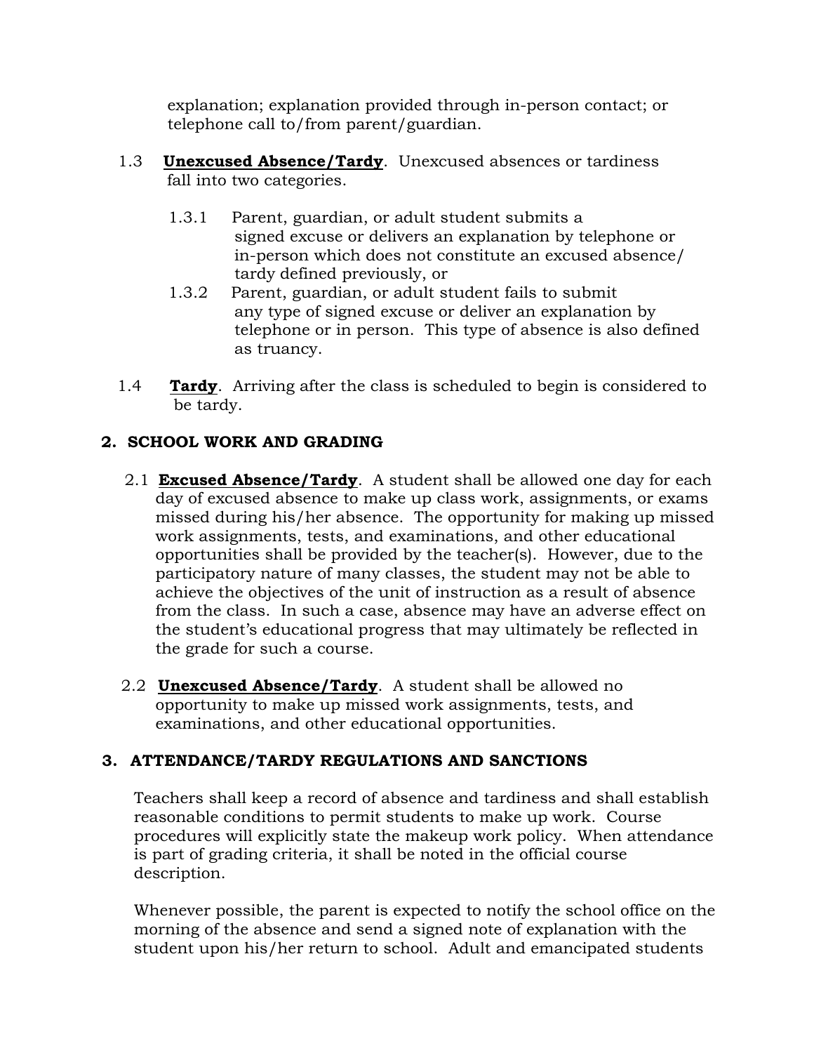explanation; explanation provided through in-person contact; or telephone call to/from parent/guardian.

1.3 **Unexcused Absence/Tardy**. Unexcused absences or tardiness fall into two categories.

1.3.1 Parent, guardian, or adult student submits a signed excuse or delivers an explanation by telephone or in-person which does not constitute an excused absence/ tardy defined previously, or

1.3.2 Parent, guardian, or adult student fails to submit any type of signed excuse or deliver an explanation by telephone or in person. This type of absence is also defined as truancy.

1.4 **Tardy**. Arriving after the class is scheduled to begin is considered to be tardy.

## 2. SCHOOL WORK AND GRADING

2.1 **Excused Absence/Tardy**. A student shall be allowed one day for each day of excused absence to make up class work, assignments, or exams missed during his/her absence. The opportunity for making up missed work assignments, tests, and examinations, and other educational opportunities shall be provided by the teacher(s). However, due to the participatory nature of many classes, the student may not be able to achieve the objectives of the unit of instruction as a result of absence from the class. In such a case, absence may have an adverse effect on the student's educational progress that may ultimately be reflected in the grade for such a course.

2.2 **Unexcused Absence/Tardy**. A student shall be allowed no opportunity to make up missed work assignments, tests, and examinations, and other educational opportunities.

## 3. ATTENDANCE/TARDY REGULATIONS AND SANCTIONS

Teachers shall keep a record of absence and tardiness and shall establish reasonable conditions to permit students to make up work. Course procedures will explicitly state the makeup work policy. When attendance is part of grading criteria, it shall be noted in the official course description.

Whenever possible, the parent is expected to notify the school office on the morning of the absence and send a signed note of explanation with the student upon his/her return to school. Adult and emancipated students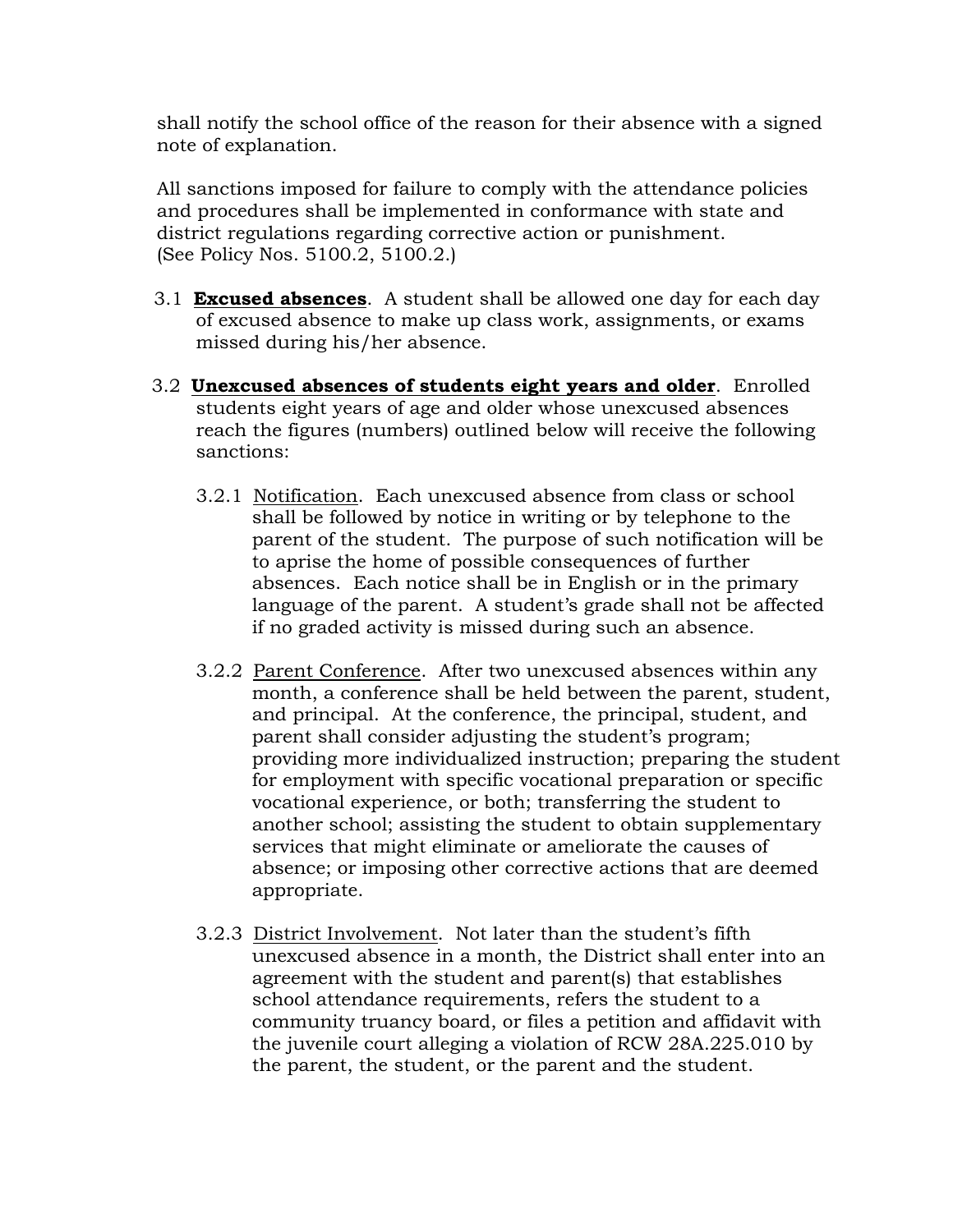shall notify the school office of the reason for their absence with a signed note of explanation.

All sanctions imposed for failure to comply with the attendance policies and procedures shall be implemented in conformance with state and district regulations regarding corrective action or punishment. (See Policy Nos. 5100.2, 5100.2.)

3.1 **Excused absences**. A student shall be allowed one day for each day of excused absence to make up class work, assignments, or exams missed during his/her absence.

3.2 **Unexcused absences of students eight years and older**. Enrolled students eight years of age and older whose unexcused absences reach the figures (numbers) outlined below will receive the following sanctions:

3.2.1 Notification. Each unexcused absence from class or school shall be followed by notice in writing or by telephone to the parent of the student. The purpose of such notification will be to aprise the home of possible consequences of further absences. Each notice shall be in English or in the primary language of the parent. A student's grade shall not be affected if no graded activity is missed during such an absence.

3.2.2 Parent Conference. After two unexcused absences within any month, a conference shall be held between the parent, student, and principal. At the conference, the principal, student, and parent shall consider adjusting the student's program; providing more individualized instruction; preparing the student for employment with specific vocational preparation or specific vocational experience, or both; transferring the student to another school; assisting the student to obtain supplementary services that might eliminate or ameliorate the causes of absence; or imposing other corrective actions that are deemed appropriate.

3.2.3 District Involvement. Not later than the student's fifth unexcused absence in a month, the District shall enter into an agreement with the student and parent(s) that establishes school attendance requirements, refers the student to a community truancy board, or files a petition and affidavit with the juvenile court alleging a violation of RCW 28A.225.010 by the parent, the student, or the parent and the student.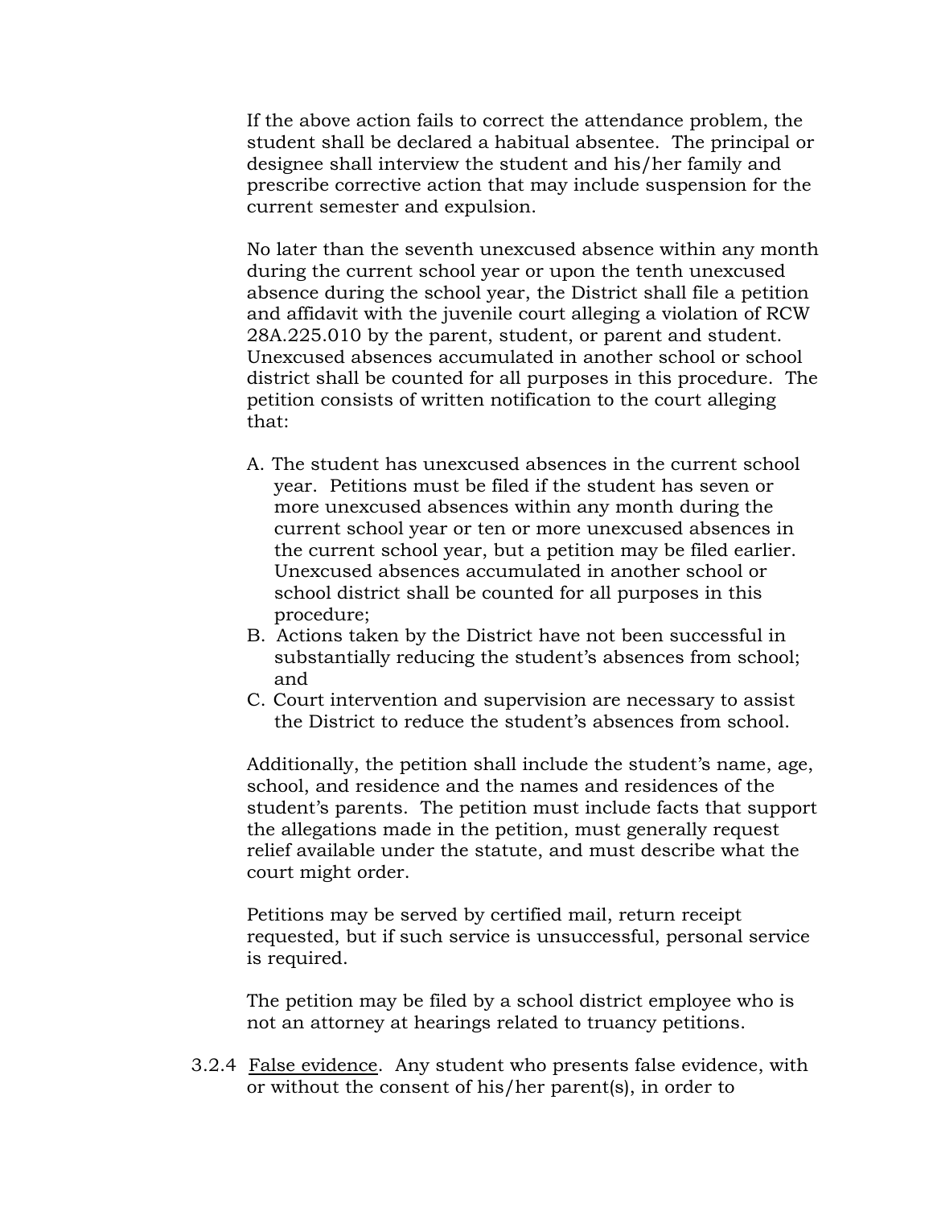If the above action fails to correct the attendance problem, the student shall be declared a habitual absentee. The principal or designee shall interview the student and his/her family and prescribe corrective action that may include suspension for the current semester and expulsion.

No later than the seventh unexcused absence within any month during the current school year or upon the tenth unexcused absence during the school year, the District shall file a petition and affidavit with the juvenile court alleging a violation of RCW 28A.225.010 by the parent, student, or parent and student. Unexcused absences accumulated in another school or school district shall be counted for all purposes in this procedure. The petition consists of written notification to the court alleging that:

A. The student has unexcused absences in the current school year. Petitions must be filed if the student has seven or more unexcused absences within any month during the current school year or ten or more unexcused absences in the current school year, but a petition may be filed earlier. Unexcused absences accumulated in another school or school district shall be counted for all purposes in this procedure;
B. Actions taken by the District have not been successful in substantially reducing the student's absences from school; and
C. Court intervention and supervision are necessary to assist the District to reduce the student's absences from school.

Additionally, the petition shall include the student's name, age, school, and residence and the names and residences of the student's parents. The petition must include facts that support the allegations made in the petition, must generally request relief available under the statute, and must describe what the court might order.

Petitions may be served by certified mail, return receipt requested, but if such service is unsuccessful, personal service is required.

The petition may be filed by a school district employee who is not an attorney at hearings related to truancy petitions.

3.2.4 <u>False evidence</u>. Any student who presents false evidence, with or without the consent of his/her parent(s), in order to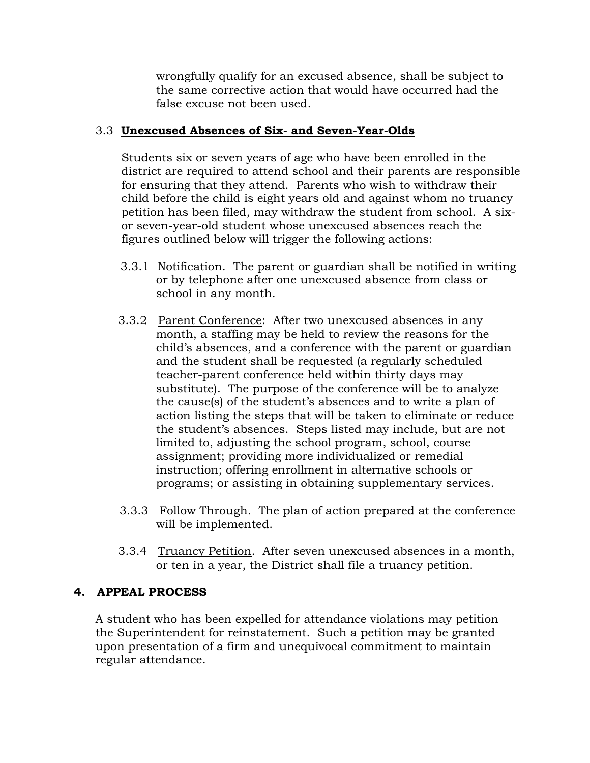wrongfully qualify for an excused absence, shall be subject to the same corrective action that would have occurred had the false excuse not been used.

### 3.3 **Unexcused Absences of Six- and Seven-Year-Olds**

Students six or seven years of age who have been enrolled in the district are required to attend school and their parents are responsible for ensuring that they attend. Parents who wish to withdraw their child before the child is eight years old and against whom no truancy petition has been filed, may withdraw the student from school. A six- or seven-year-old student whose unexcused absences reach the figures outlined below will trigger the following actions:

3.3.1 Notification. The parent or guardian shall be notified in writing or by telephone after one unexcused absence from class or school in any month.

3.3.2 Parent Conference: After two unexcused absences in any month, a staffing may be held to review the reasons for the child's absences, and a conference with the parent or guardian and the student shall be requested (a regularly scheduled teacher-parent conference held within thirty days may substitute). The purpose of the conference will be to analyze the cause(s) of the student's absences and to write a plan of action listing the steps that will be taken to eliminate or reduce the student's absences. Steps listed may include, but are not limited to, adjusting the school program, school, course assignment; providing more individualized or remedial instruction; offering enrollment in alternative schools or programs; or assisting in obtaining supplementary services.

3.3.3 Follow Through. The plan of action prepared at the conference will be implemented.

3.3.4 Truancy Petition. After seven unexcused absences in a month, or ten in a year, the District shall file a truancy petition.

## 4. APPEAL PROCESS

A student who has been expelled for attendance violations may petition the Superintendent for reinstatement. Such a petition may be granted upon presentation of a firm and unequivocal commitment to maintain regular attendance.